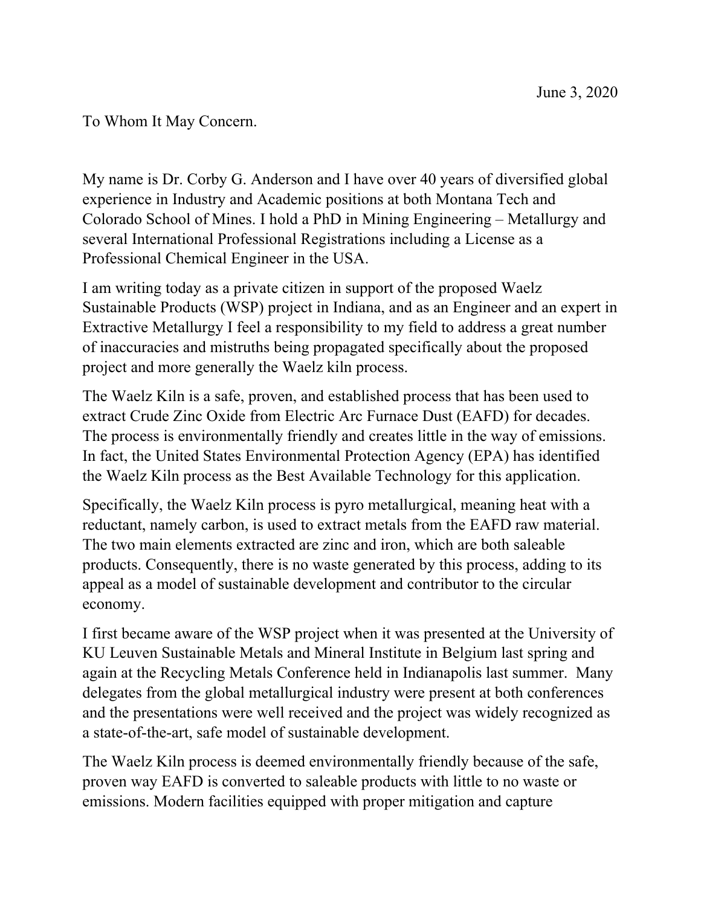June 3, 2020

To Whom It May Concern.

My name is Dr. Corby G. Anderson and I have over 40 years of diversified global experience in Industry and Academic positions at both Montana Tech and Colorado School of Mines. I hold a PhD in Mining Engineering – Metallurgy and several International Professional Registrations including a License as a Professional Chemical Engineer in the USA.

I am writing today as a private citizen in support of the proposed Waelz Sustainable Products (WSP) project in Indiana, and as an Engineer and an expert in Extractive Metallurgy I feel a responsibility to my field to address a great number of inaccuracies and mistruths being propagated specifically about the proposed project and more generally the Waelz kiln process.

The Waelz Kiln is a safe, proven, and established process that has been used to extract Crude Zinc Oxide from Electric Arc Furnace Dust (EAFD) for decades. The process is environmentally friendly and creates little in the way of emissions. In fact, the United States Environmental Protection Agency (EPA) has identified the Waelz Kiln process as the Best Available Technology for this application.

Specifically, the Waelz Kiln process is pyro metallurgical, meaning heat with a reductant, namely carbon, is used to extract metals from the EAFD raw material. The two main elements extracted are zinc and iron, which are both saleable products. Consequently, there is no waste generated by this process, adding to its appeal as a model of sustainable development and contributor to the circular economy.

I first became aware of the WSP project when it was presented at the University of KU Leuven Sustainable Metals and Mineral Institute in Belgium last spring and again at the Recycling Metals Conference held in Indianapolis last summer. Many delegates from the global metallurgical industry were present at both conferences and the presentations were well received and the project was widely recognized as a state-of-the-art, safe model of sustainable development.

The Waelz Kiln process is deemed environmentally friendly because of the safe, proven way EAFD is converted to saleable products with little to no waste or emissions. Modern facilities equipped with proper mitigation and capture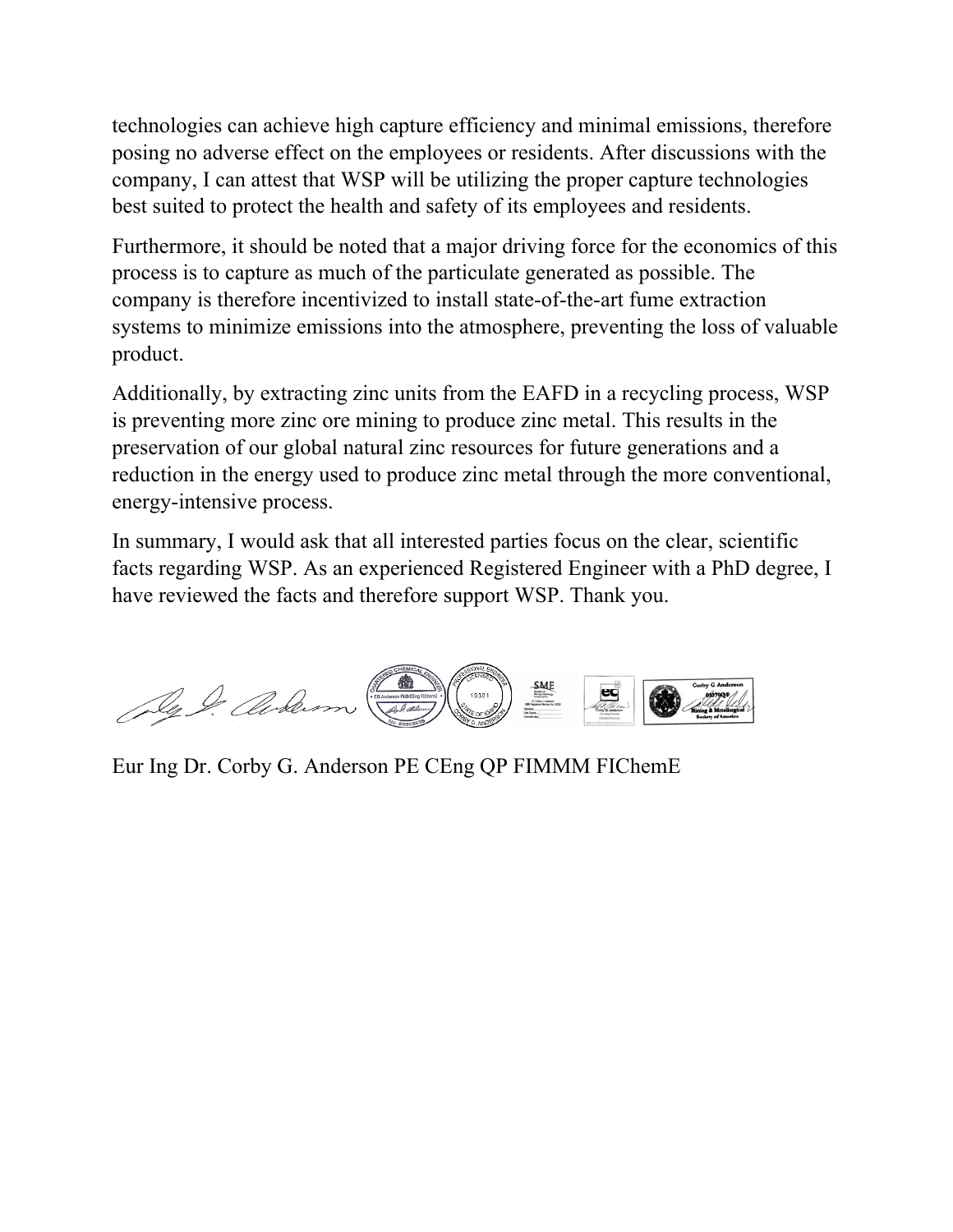technologies can achieve high capture efficiency and minimal emissions, therefore posing no adverse effect on the employees or residents. After discussions with the company, I can attest that WSP will be utilizing the proper capture technologies best suited to protect the health and safety of its employees and residents.

Furthermore, it should be noted that a major driving force for the economics of this process is to capture as much of the particulate generated as possible. The company is therefore incentivized to install state-of-the-art fume extraction systems to minimize emissions into the atmosphere, preventing the loss of valuable product.

Additionally, by extracting zinc units from the EAFD in a recycling process, WSP is preventing more zinc ore mining to produce zinc metal. This results in the preservation of our global natural zinc resources for future generations and a reduction in the energy used to produce zinc metal through the more conventional, energy-intensive process.

In summary, I would ask that all interested parties focus on the clear, scientific facts regarding WSP. As an experienced Registered Engineer with a PhD degree, I have reviewed the facts and therefore support WSP. Thank you.

Eur Ing Dr. Corby G. Anderson PE CEng QP FIMMM FIChemE